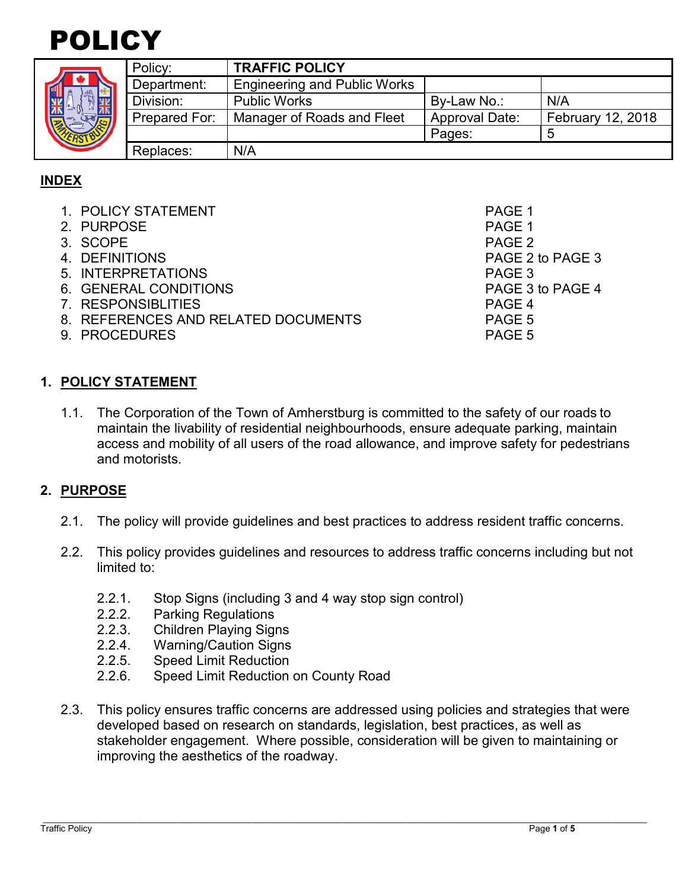# POLICY

| Policy: | **TRAFFIC POLICY** | | |
|---|---|---|---|
| Department: | Engineering and Public Works | | |
| Division: | Public Works | By-Law No.: | N/A |
| Prepared For: | Manager of Roads and Fleet | Approval Date: | February 12, 2018 |
| | | Pages: | 5 |
| Replaces: | N/A | | |

## INDEX

1. POLICY STATEMENT — PAGE 1
2. PURPOSE — PAGE 1
3. SCOPE — PAGE 2
4. DEFINITIONS — PAGE 2 to PAGE 3
5. INTERPRETATIONS — PAGE 3
6. GENERAL CONDITIONS — PAGE 3 to PAGE 4
7. RESPONSIBLITIES — PAGE 4
8. REFERENCES AND RELATED DOCUMENTS — PAGE 5
9. PROCEDURES — PAGE 5

## 1. POLICY STATEMENT

1.1. The Corporation of the Town of Amherstburg is committed to the safety of our roads to maintain the livability of residential neighbourhoods, ensure adequate parking, maintain access and mobility of all users of the road allowance, and improve safety for pedestrians and motorists.

## 2. PURPOSE

2.1. The policy will provide guidelines and best practices to address resident traffic concerns.

2.2. This policy provides guidelines and resources to address traffic concerns including but not limited to:

2.2.1. Stop Signs (including 3 and 4 way stop sign control)
2.2.2. Parking Regulations
2.2.3. Children Playing Signs
2.2.4. Warning/Caution Signs
2.2.5. Speed Limit Reduction
2.2.6. Speed Limit Reduction on County Road

2.3. This policy ensures traffic concerns are addressed using policies and strategies that were developed based on research on standards, legislation, best practices, as well as stakeholder engagement. Where possible, consideration will be given to maintaining or improving the aesthetics of the roadway.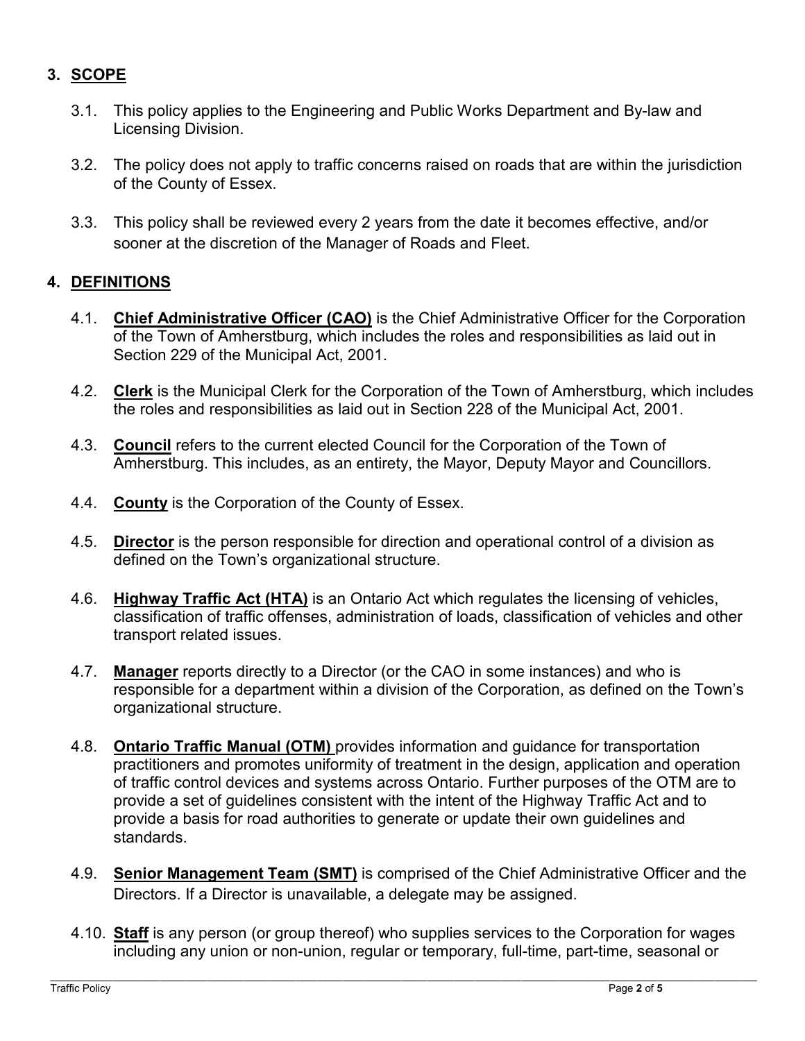## 3. SCOPE

3.1. This policy applies to the Engineering and Public Works Department and By-law and Licensing Division.

3.2. The policy does not apply to traffic concerns raised on roads that are within the jurisdiction of the County of Essex.

3.3. This policy shall be reviewed every 2 years from the date it becomes effective, and/or sooner at the discretion of the Manager of Roads and Fleet.

## 4. DEFINITIONS

4.1. **Chief Administrative Officer (CAO)** is the Chief Administrative Officer for the Corporation of the Town of Amherstburg, which includes the roles and responsibilities as laid out in Section 229 of the Municipal Act, 2001.

4.2. **Clerk** is the Municipal Clerk for the Corporation of the Town of Amherstburg, which includes the roles and responsibilities as laid out in Section 228 of the Municipal Act, 2001.

4.3. **Council** refers to the current elected Council for the Corporation of the Town of Amherstburg. This includes, as an entirety, the Mayor, Deputy Mayor and Councillors.

4.4. **County** is the Corporation of the County of Essex.

4.5. **Director** is the person responsible for direction and operational control of a division as defined on the Town's organizational structure.

4.6. **Highway Traffic Act (HTA)** is an Ontario Act which regulates the licensing of vehicles, classification of traffic offenses, administration of loads, classification of vehicles and other transport related issues.

4.7. **Manager** reports directly to a Director (or the CAO in some instances) and who is responsible for a department within a division of the Corporation, as defined on the Town's organizational structure.

4.8. **Ontario Traffic Manual (OTM)** provides information and guidance for transportation practitioners and promotes uniformity of treatment in the design, application and operation of traffic control devices and systems across Ontario. Further purposes of the OTM are to provide a set of guidelines consistent with the intent of the Highway Traffic Act and to provide a basis for road authorities to generate or update their own guidelines and standards.

4.9. **Senior Management Team (SMT)** is comprised of the Chief Administrative Officer and the Directors. If a Director is unavailable, a delegate may be assigned.

4.10. **Staff** is any person (or group thereof) who supplies services to the Corporation for wages including any union or non-union, regular or temporary, full-time, part-time, seasonal or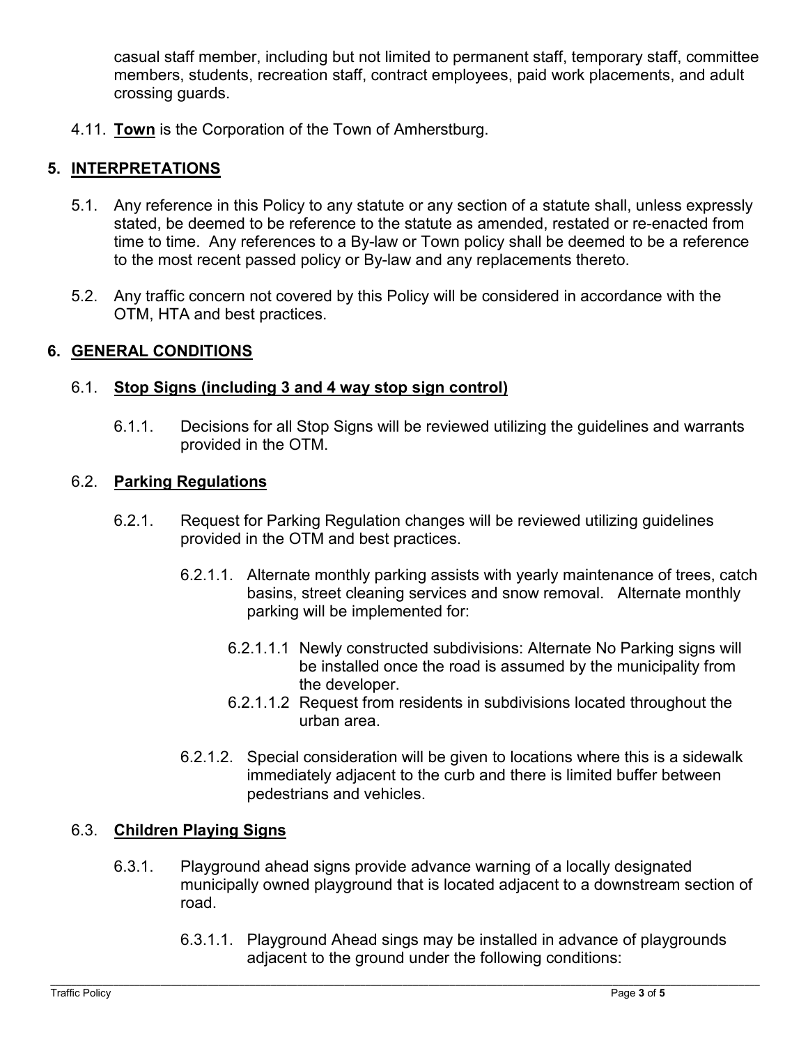casual staff member, including but not limited to permanent staff, temporary staff, committee members, students, recreation staff, contract employees, paid work placements, and adult crossing guards.

4.11. **Town** is the Corporation of the Town of Amherstburg.

## 5. INTERPRETATIONS

5.1. Any reference in this Policy to any statute or any section of a statute shall, unless expressly stated, be deemed to be reference to the statute as amended, restated or re-enacted from time to time. Any references to a By-law or Town policy shall be deemed to be a reference to the most recent passed policy or By-law and any replacements thereto.

5.2. Any traffic concern not covered by this Policy will be considered in accordance with the OTM, HTA and best practices.

## 6. GENERAL CONDITIONS

### 6.1. Stop Signs (including 3 and 4 way stop sign control)

6.1.1. Decisions for all Stop Signs will be reviewed utilizing the guidelines and warrants provided in the OTM.

### 6.2. Parking Regulations

6.2.1. Request for Parking Regulation changes will be reviewed utilizing guidelines provided in the OTM and best practices.

6.2.1.1. Alternate monthly parking assists with yearly maintenance of trees, catch basins, street cleaning services and snow removal. Alternate monthly parking will be implemented for:

6.2.1.1.1 Newly constructed subdivisions: Alternate No Parking signs will be installed once the road is assumed by the municipality from the developer.

6.2.1.1.2 Request from residents in subdivisions located throughout the urban area.

6.2.1.2. Special consideration will be given to locations where this is a sidewalk immediately adjacent to the curb and there is limited buffer between pedestrians and vehicles.

### 6.3. Children Playing Signs

6.3.1. Playground ahead signs provide advance warning of a locally designated municipally owned playground that is located adjacent to a downstream section of road.

6.3.1.1. Playground Ahead sings may be installed in advance of playgrounds adjacent to the ground under the following conditions: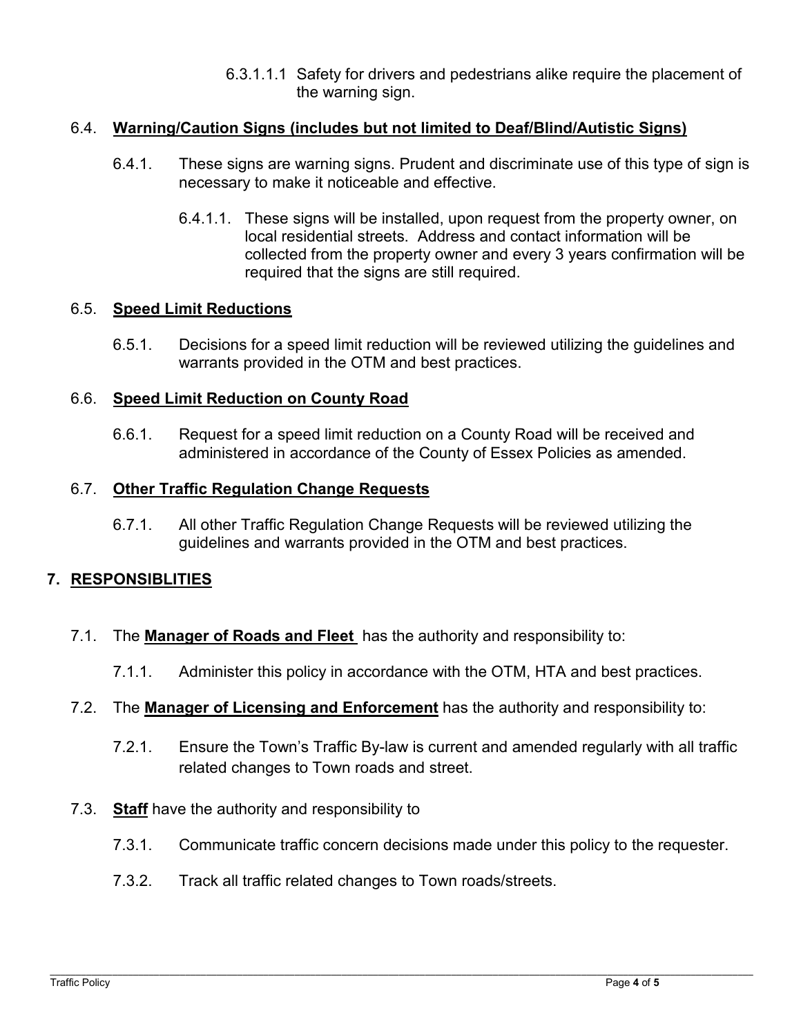6.3.1.1.1 Safety for drivers and pedestrians alike require the placement of the warning sign.

### 6.4. **Warning/Caution Signs (includes but not limited to Deaf/Blind/Autistic Signs)**

6.4.1. These signs are warning signs. Prudent and discriminate use of this type of sign is necessary to make it noticeable and effective.

6.4.1.1. These signs will be installed, upon request from the property owner, on local residential streets. Address and contact information will be collected from the property owner and every 3 years confirmation will be required that the signs are still required.

### 6.5. **Speed Limit Reductions**

6.5.1. Decisions for a speed limit reduction will be reviewed utilizing the guidelines and warrants provided in the OTM and best practices.

### 6.6. **Speed Limit Reduction on County Road**

6.6.1. Request for a speed limit reduction on a County Road will be received and administered in accordance of the County of Essex Policies as amended.

### 6.7. **Other Traffic Regulation Change Requests**

6.7.1. All other Traffic Regulation Change Requests will be reviewed utilizing the guidelines and warrants provided in the OTM and best practices.

## 7. RESPONSIBLITIES

7.1. The **Manager of Roads and Fleet** has the authority and responsibility to:

7.1.1. Administer this policy in accordance with the OTM, HTA and best practices.

7.2. The **Manager of Licensing and Enforcement** has the authority and responsibility to:

7.2.1. Ensure the Town's Traffic By-law is current and amended regularly with all traffic related changes to Town roads and street.

7.3. **Staff** have the authority and responsibility to

7.3.1. Communicate traffic concern decisions made under this policy to the requester.

7.3.2. Track all traffic related changes to Town roads/streets.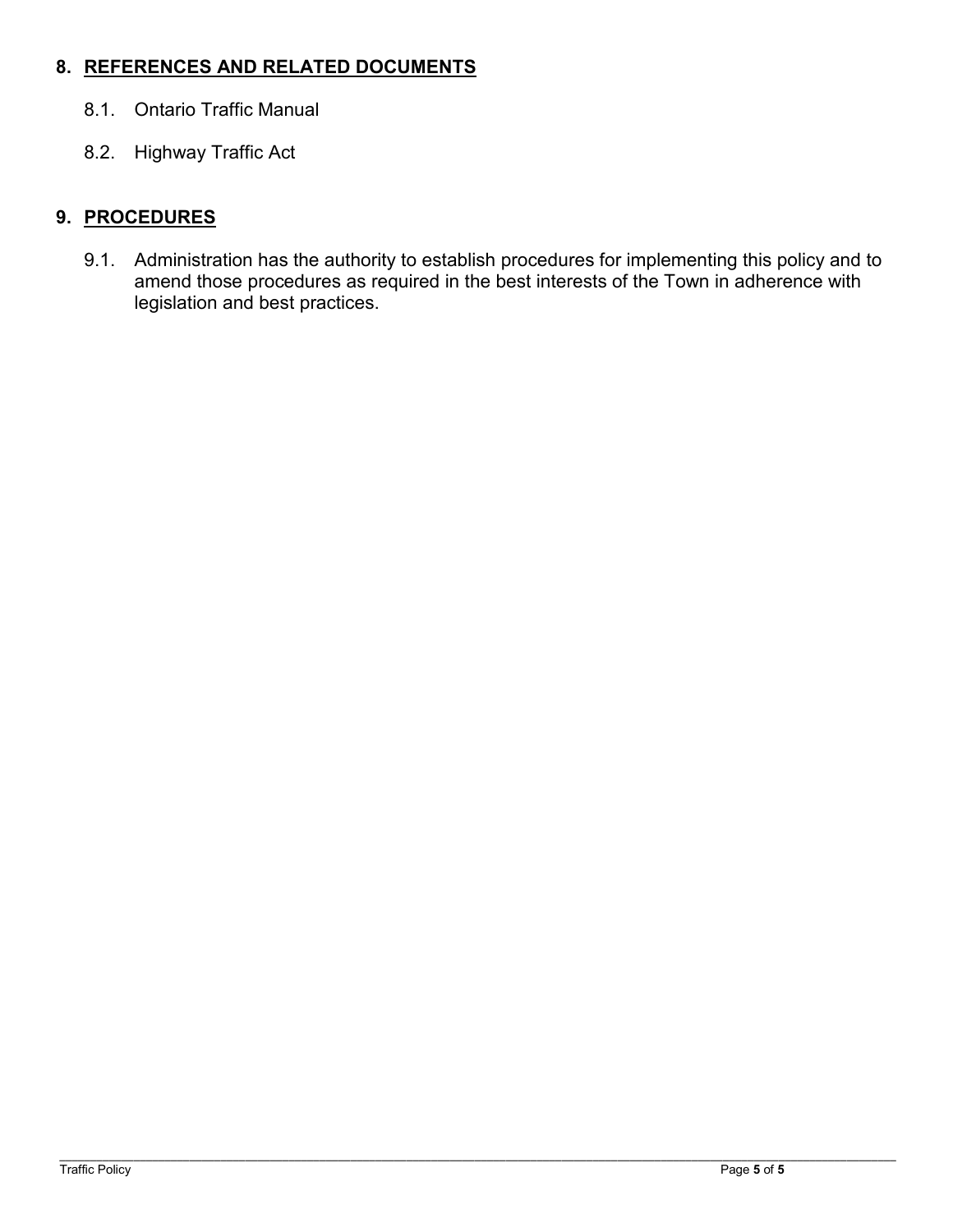## 8. REFERENCES AND RELATED DOCUMENTS

8.1. Ontario Traffic Manual

8.2. Highway Traffic Act

## 9. PROCEDURES

9.1. Administration has the authority to establish procedures for implementing this policy and to amend those procedures as required in the best interests of the Town in adherence with legislation and best practices.